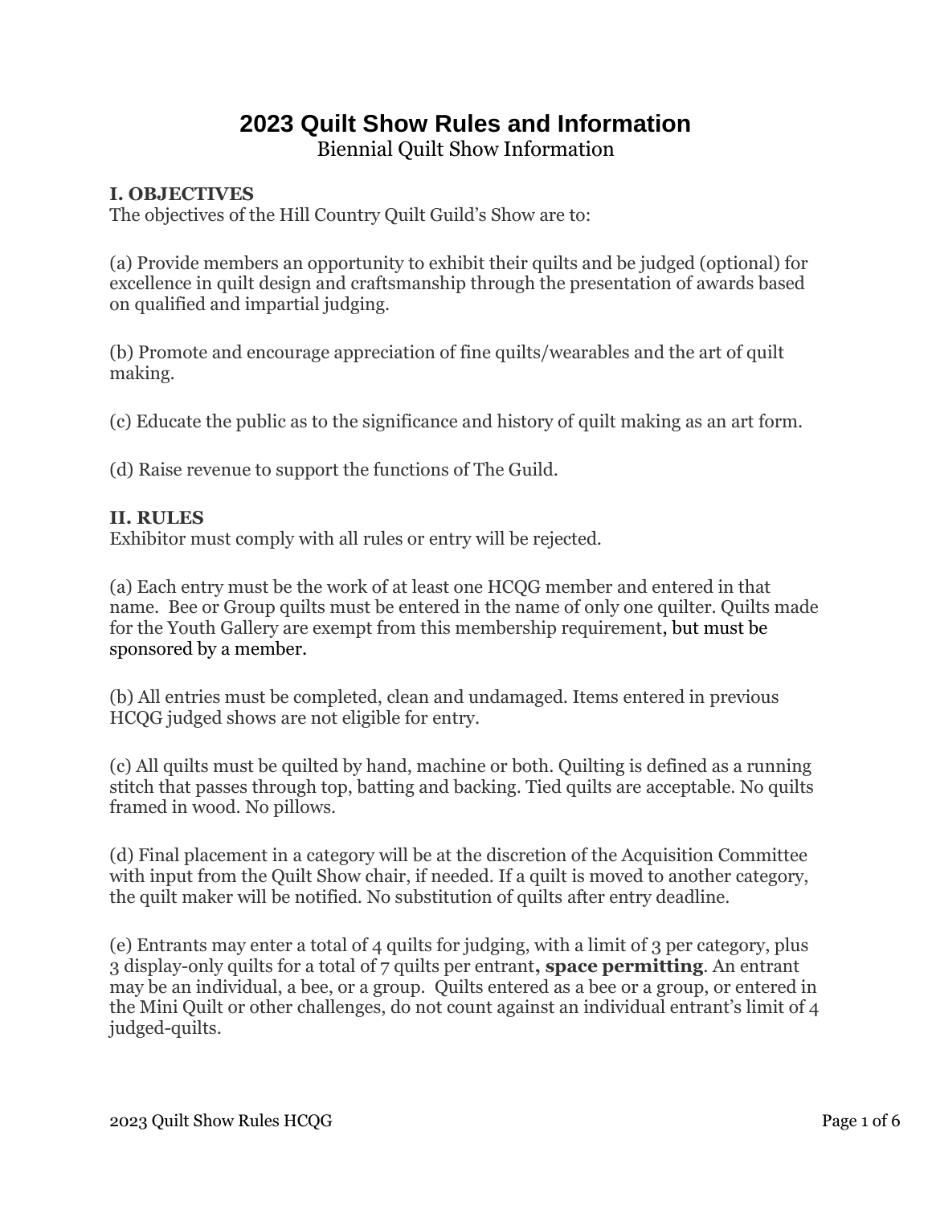# 2023 Quilt Show Rules and Information

Biennial Quilt Show Information

## I. OBJECTIVES

The objectives of the Hill Country Quilt Guild's Show are to:

(a) Provide members an opportunity to exhibit their quilts and be judged (optional) for excellence in quilt design and craftsmanship through the presentation of awards based on qualified and impartial judging.

(b) Promote and encourage appreciation of fine quilts/wearables and the art of quilt making.

(c) Educate the public as to the significance and history of quilt making as an art form.

(d) Raise revenue to support the functions of The Guild.

## II. RULES

Exhibitor must comply with all rules or entry will be rejected.

(a) Each entry must be the work of at least one HCQG member and entered in that name. Bee or Group quilts must be entered in the name of only one quilter. Quilts made for the Youth Gallery are exempt from this membership requirement, but must be sponsored by a member.

(b) All entries must be completed, clean and undamaged. Items entered in previous HCQG judged shows are not eligible for entry.

(c) All quilts must be quilted by hand, machine or both. Quilting is defined as a running stitch that passes through top, batting and backing. Tied quilts are acceptable. No quilts framed in wood. No pillows.

(d) Final placement in a category will be at the discretion of the Acquisition Committee with input from the Quilt Show chair, if needed. If a quilt is moved to another category, the quilt maker will be notified. No substitution of quilts after entry deadline.

(e) Entrants may enter a total of 4 quilts for judging, with a limit of 3 per category, plus 3 display-only quilts for a total of 7 quilts per entrant**, space permitting**. An entrant may be an individual, a bee, or a group. Quilts entered as a bee or a group, or entered in the Mini Quilt or other challenges, do not count against an individual entrant's limit of 4 judged-quilts.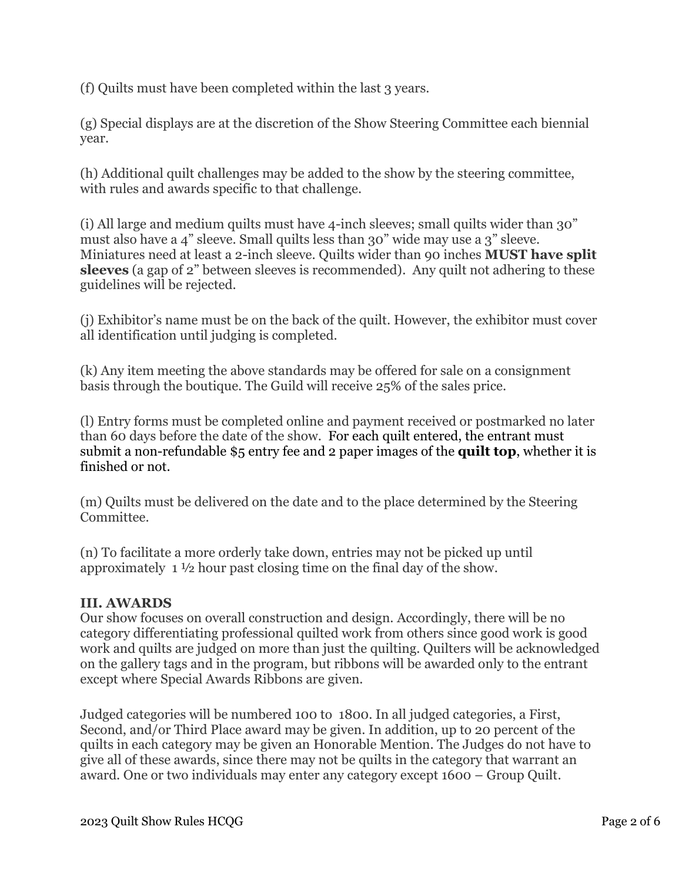(f) Quilts must have been completed within the last 3 years.

(g) Special displays are at the discretion of the Show Steering Committee each biennial year.

(h) Additional quilt challenges may be added to the show by the steering committee, with rules and awards specific to that challenge.

(i) All large and medium quilts must have 4-inch sleeves; small quilts wider than 30" must also have a 4" sleeve. Small quilts less than 30" wide may use a 3" sleeve. Miniatures need at least a 2-inch sleeve. Quilts wider than 90 inches **MUST have split sleeves** (a gap of 2" between sleeves is recommended). Any quilt not adhering to these guidelines will be rejected.

(j) Exhibitor's name must be on the back of the quilt. However, the exhibitor must cover all identification until judging is completed.

(k) Any item meeting the above standards may be offered for sale on a consignment basis through the boutique. The Guild will receive 25% of the sales price.

(l) Entry forms must be completed online and payment received or postmarked no later than 60 days before the date of the show. For each quilt entered, the entrant must submit a non-refundable $5 entry fee and 2 paper images of the **quilt top**, whether it is finished or not.

(m) Quilts must be delivered on the date and to the place determined by the Steering Committee.

(n) To facilitate a more orderly take down, entries may not be picked up until approximately 1 ½ hour past closing time on the final day of the show.

## III. AWARDS

Our show focuses on overall construction and design. Accordingly, there will be no category differentiating professional quilted work from others since good work is good work and quilts are judged on more than just the quilting. Quilters will be acknowledged on the gallery tags and in the program, but ribbons will be awarded only to the entrant except where Special Awards Ribbons are given.

Judged categories will be numbered 100 to 1800. In all judged categories, a First, Second, and/or Third Place award may be given. In addition, up to 20 percent of the quilts in each category may be given an Honorable Mention. The Judges do not have to give all of these awards, since there may not be quilts in the category that warrant an award. One or two individuals may enter any category except 1600 – Group Quilt.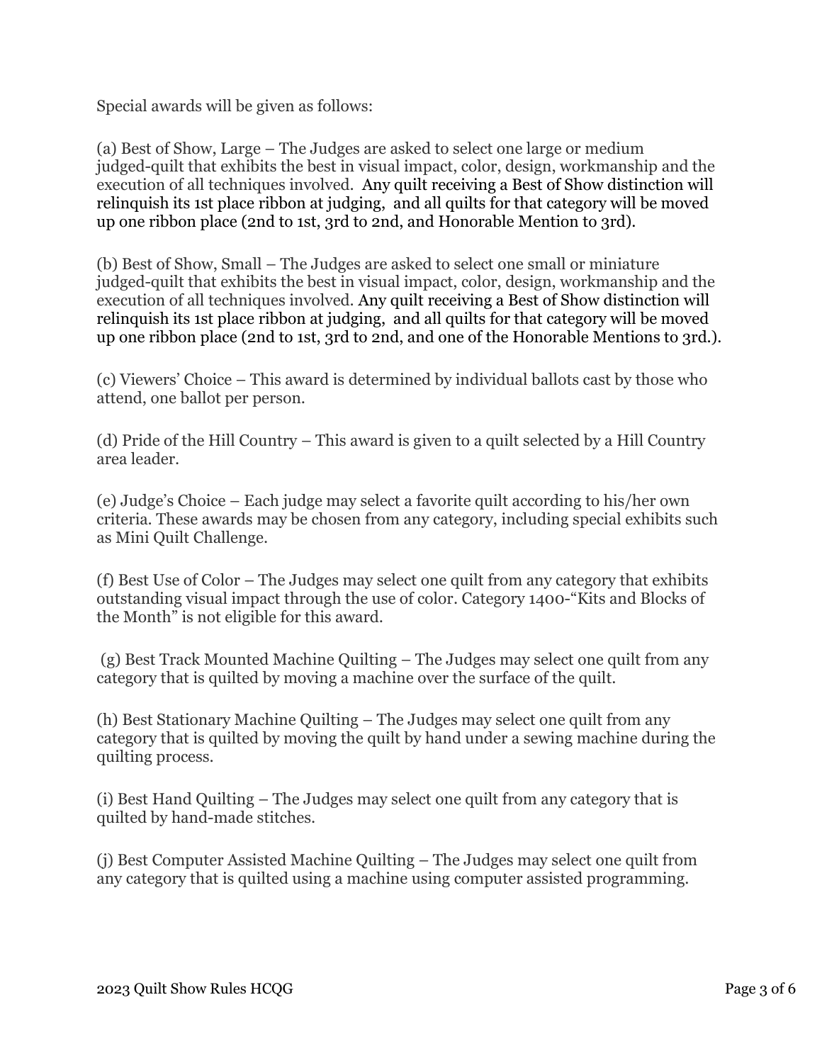Special awards will be given as follows:

(a) Best of Show, Large – The Judges are asked to select one large or medium judged-quilt that exhibits the best in visual impact, color, design, workmanship and the execution of all techniques involved. Any quilt receiving a Best of Show distinction will relinquish its 1st place ribbon at judging, and all quilts for that category will be moved up one ribbon place (2nd to 1st, 3rd to 2nd, and Honorable Mention to 3rd).

(b) Best of Show, Small – The Judges are asked to select one small or miniature judged-quilt that exhibits the best in visual impact, color, design, workmanship and the execution of all techniques involved. Any quilt receiving a Best of Show distinction will relinquish its 1st place ribbon at judging, and all quilts for that category will be moved up one ribbon place (2nd to 1st, 3rd to 2nd, and one of the Honorable Mentions to 3rd.).

(c) Viewers' Choice – This award is determined by individual ballots cast by those who attend, one ballot per person.

(d) Pride of the Hill Country – This award is given to a quilt selected by a Hill Country area leader.

(e) Judge's Choice – Each judge may select a favorite quilt according to his/her own criteria. These awards may be chosen from any category, including special exhibits such as Mini Quilt Challenge.

(f) Best Use of Color – The Judges may select one quilt from any category that exhibits outstanding visual impact through the use of color. Category 1400-"Kits and Blocks of the Month" is not eligible for this award.

(g) Best Track Mounted Machine Quilting – The Judges may select one quilt from any category that is quilted by moving a machine over the surface of the quilt.

(h) Best Stationary Machine Quilting – The Judges may select one quilt from any category that is quilted by moving the quilt by hand under a sewing machine during the quilting process.

(i) Best Hand Quilting – The Judges may select one quilt from any category that is quilted by hand-made stitches.

(j) Best Computer Assisted Machine Quilting – The Judges may select one quilt from any category that is quilted using a machine using computer assisted programming.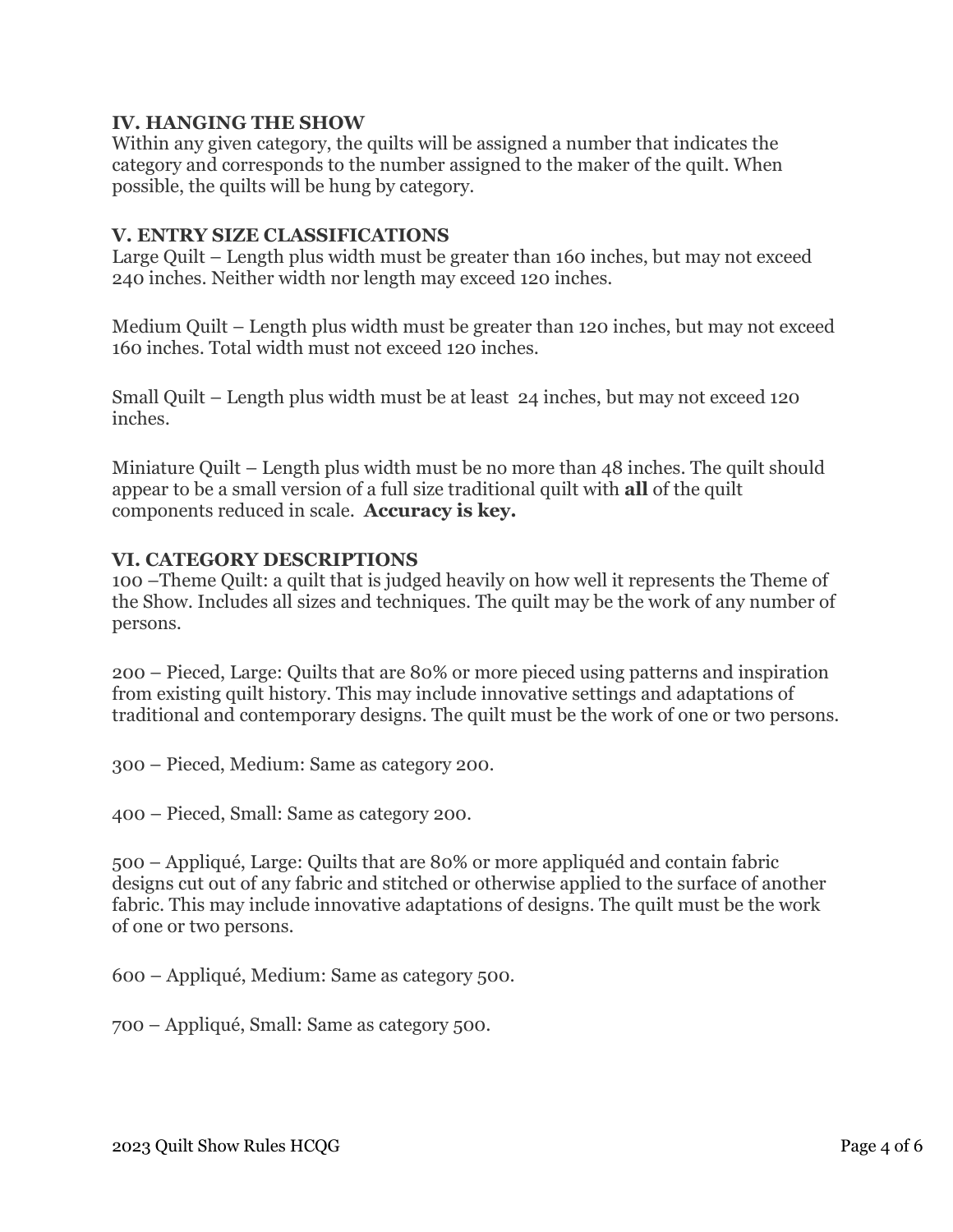## IV. HANGING THE SHOW

Within any given category, the quilts will be assigned a number that indicates the category and corresponds to the number assigned to the maker of the quilt. When possible, the quilts will be hung by category.

## V. ENTRY SIZE CLASSIFICATIONS

Large Quilt – Length plus width must be greater than 160 inches, but may not exceed 240 inches. Neither width nor length may exceed 120 inches.

Medium Quilt – Length plus width must be greater than 120 inches, but may not exceed 160 inches. Total width must not exceed 120 inches.

Small Quilt – Length plus width must be at least 24 inches, but may not exceed 120 inches.

Miniature Quilt – Length plus width must be no more than 48 inches. The quilt should appear to be a small version of a full size traditional quilt with **all** of the quilt components reduced in scale. **Accuracy is key.**

## VI. CATEGORY DESCRIPTIONS

100 –Theme Quilt: a quilt that is judged heavily on how well it represents the Theme of the Show. Includes all sizes and techniques. The quilt may be the work of any number of persons.

200 – Pieced, Large: Quilts that are 80% or more pieced using patterns and inspiration from existing quilt history. This may include innovative settings and adaptations of traditional and contemporary designs. The quilt must be the work of one or two persons.

300 – Pieced, Medium: Same as category 200.

400 – Pieced, Small: Same as category 200.

500 – Appliqué, Large: Quilts that are 80% or more appliquéd and contain fabric designs cut out of any fabric and stitched or otherwise applied to the surface of another fabric. This may include innovative adaptations of designs. The quilt must be the work of one or two persons.

600 – Appliqué, Medium: Same as category 500.

700 – Appliqué, Small: Same as category 500.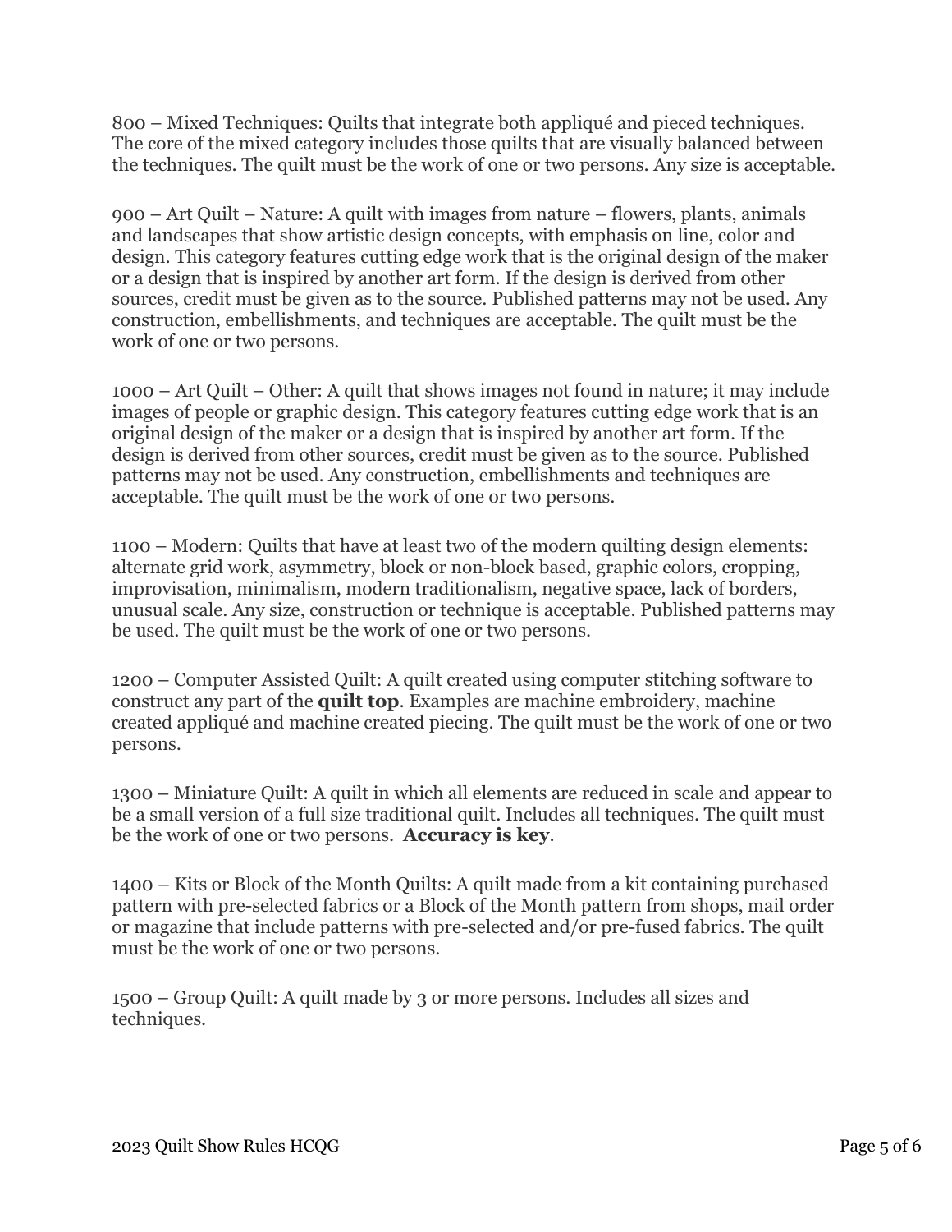800 – Mixed Techniques: Quilts that integrate both appliqué and pieced techniques. The core of the mixed category includes those quilts that are visually balanced between the techniques. The quilt must be the work of one or two persons. Any size is acceptable.

900 – Art Quilt – Nature: A quilt with images from nature – flowers, plants, animals and landscapes that show artistic design concepts, with emphasis on line, color and design. This category features cutting edge work that is the original design of the maker or a design that is inspired by another art form. If the design is derived from other sources, credit must be given as to the source. Published patterns may not be used. Any construction, embellishments, and techniques are acceptable. The quilt must be the work of one or two persons.

1000 – Art Quilt – Other: A quilt that shows images not found in nature; it may include images of people or graphic design. This category features cutting edge work that is an original design of the maker or a design that is inspired by another art form. If the design is derived from other sources, credit must be given as to the source. Published patterns may not be used. Any construction, embellishments and techniques are acceptable. The quilt must be the work of one or two persons.

1100 – Modern: Quilts that have at least two of the modern quilting design elements: alternate grid work, asymmetry, block or non-block based, graphic colors, cropping, improvisation, minimalism, modern traditionalism, negative space, lack of borders, unusual scale. Any size, construction or technique is acceptable. Published patterns may be used. The quilt must be the work of one or two persons.

1200 – Computer Assisted Quilt: A quilt created using computer stitching software to construct any part of the **quilt top**. Examples are machine embroidery, machine created appliqué and machine created piecing. The quilt must be the work of one or two persons.

1300 – Miniature Quilt: A quilt in which all elements are reduced in scale and appear to be a small version of a full size traditional quilt. Includes all techniques. The quilt must be the work of one or two persons. **Accuracy is key**.

1400 – Kits or Block of the Month Quilts: A quilt made from a kit containing purchased pattern with pre-selected fabrics or a Block of the Month pattern from shops, mail order or magazine that include patterns with pre-selected and/or pre-fused fabrics. The quilt must be the work of one or two persons.

1500 – Group Quilt: A quilt made by 3 or more persons. Includes all sizes and techniques.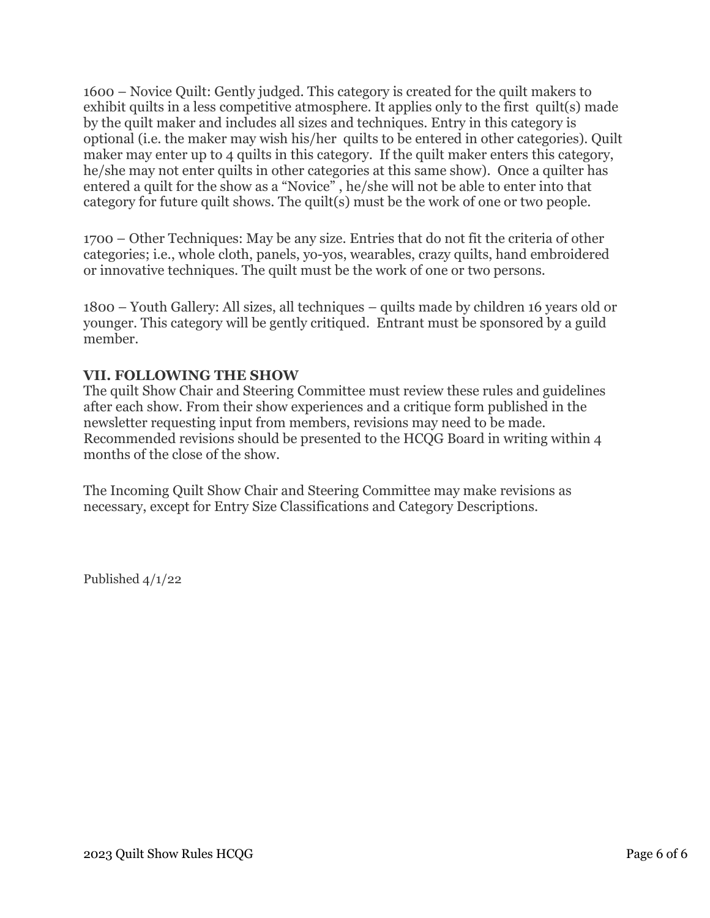1600 – Novice Quilt: Gently judged. This category is created for the quilt makers to exhibit quilts in a less competitive atmosphere. It applies only to the first quilt(s) made by the quilt maker and includes all sizes and techniques. Entry in this category is optional (i.e. the maker may wish his/her quilts to be entered in other categories). Quilt maker may enter up to 4 quilts in this category. If the quilt maker enters this category, he/she may not enter quilts in other categories at this same show). Once a quilter has entered a quilt for the show as a "Novice" , he/she will not be able to enter into that category for future quilt shows. The quilt(s) must be the work of one or two people.

1700 – Other Techniques: May be any size. Entries that do not fit the criteria of other categories; i.e., whole cloth, panels, yo-yos, wearables, crazy quilts, hand embroidered or innovative techniques. The quilt must be the work of one or two persons.

1800 – Youth Gallery: All sizes, all techniques – quilts made by children 16 years old or younger. This category will be gently critiqued. Entrant must be sponsored by a guild member.

## VII. FOLLOWING THE SHOW

The quilt Show Chair and Steering Committee must review these rules and guidelines after each show. From their show experiences and a critique form published in the newsletter requesting input from members, revisions may need to be made. Recommended revisions should be presented to the HCQG Board in writing within 4 months of the close of the show.

The Incoming Quilt Show Chair and Steering Committee may make revisions as necessary, except for Entry Size Classifications and Category Descriptions.

Published 4/1/22